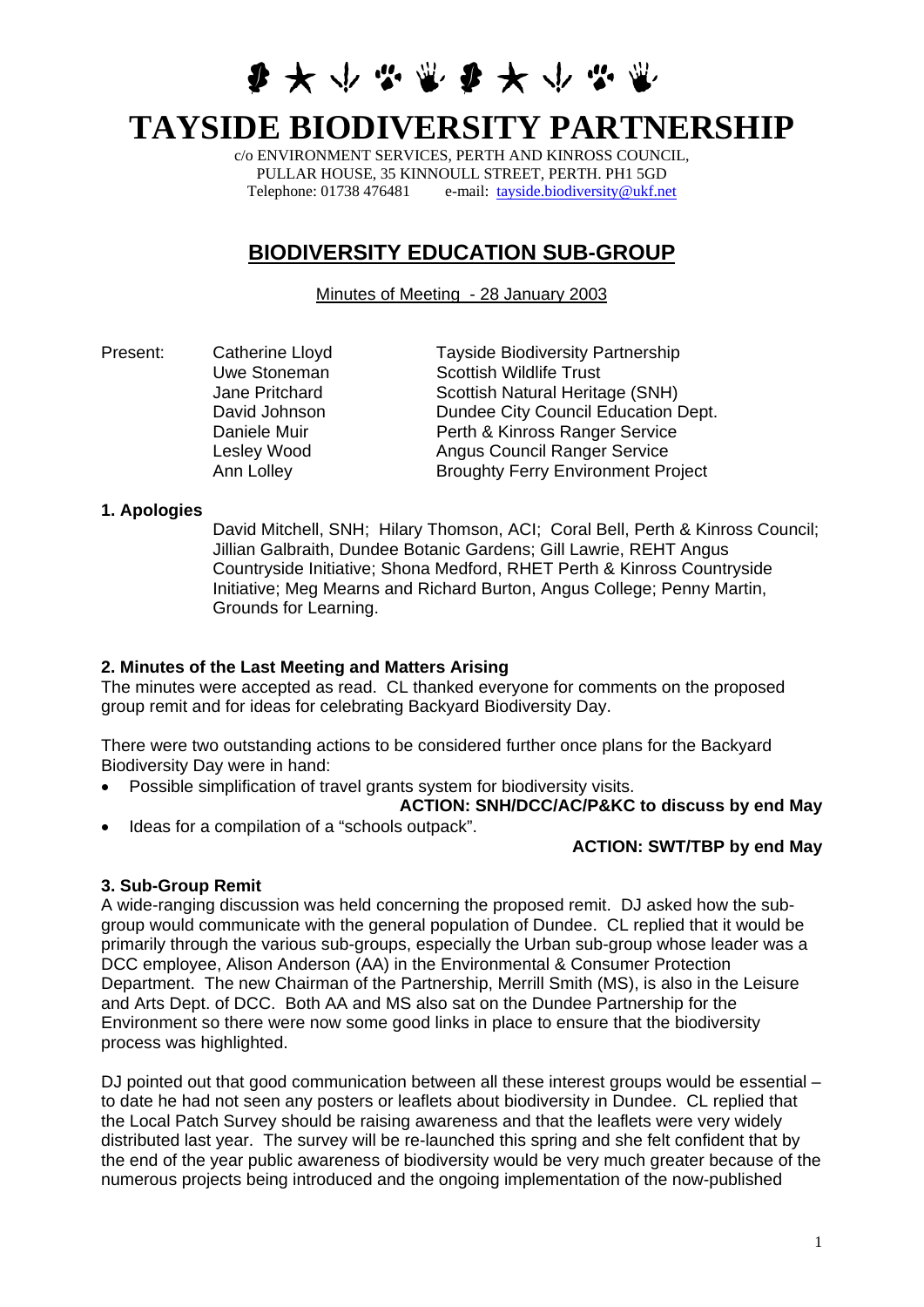# TAYSIDE BIODIVERSITY PARTNERSHIP

c/o ENVIRONMENT SERVICES, PERTH AND KINROSS COUNCIL,
PULLAR HOUSE, 35 KINNOULL STREET, PERTH. PH1 5GD
Telephone: 01738 476481 e-mail: tayside.biodiversity@ukf.net

## BIODIVERSITY EDUCATION SUB-GROUP

Minutes of Meeting - 28 January 2003

| Present: | Catherine Lloyd | Tayside Biodiversity Partnership |
|---|---|---|
| | Uwe Stoneman | Scottish Wildlife Trust |
| | Jane Pritchard | Scottish Natural Heritage (SNH) |
| | David Johnson | Dundee City Council Education Dept. |
| | Daniele Muir | Perth & Kinross Ranger Service |
| | Lesley Wood | Angus Council Ranger Service |
| | Ann Lolley | Broughty Ferry Environment Project |

### 1. Apologies

David Mitchell, SNH; Hilary Thomson, ACI; Coral Bell, Perth & Kinross Council; Jillian Galbraith, Dundee Botanic Gardens; Gill Lawrie, REHT Angus Countryside Initiative; Shona Medford, RHET Perth & Kinross Countryside Initiative; Meg Mearns and Richard Burton, Angus College; Penny Martin, Grounds for Learning.

### 2. Minutes of the Last Meeting and Matters Arising

The minutes were accepted as read. CL thanked everyone for comments on the proposed group remit and for ideas for celebrating Backyard Biodiversity Day.

There were two outstanding actions to be considered further once plans for the Backyard Biodiversity Day were in hand:

- Possible simplification of travel grants system for biodiversity visits.

  **ACTION: SNH/DCC/AC/P&KC to discuss by end May**

- Ideas for a compilation of a "schools outpack".

  **ACTION: SWT/TBP by end May**

### 3. Sub-Group Remit

A wide-ranging discussion was held concerning the proposed remit. DJ asked how the sub-group would communicate with the general population of Dundee. CL replied that it would be primarily through the various sub-groups, especially the Urban sub-group whose leader was a DCC employee, Alison Anderson (AA) in the Environmental & Consumer Protection Department. The new Chairman of the Partnership, Merrill Smith (MS), is also in the Leisure and Arts Dept. of DCC. Both AA and MS also sat on the Dundee Partnership for the Environment so there were now some good links in place to ensure that the biodiversity process was highlighted.

DJ pointed out that good communication between all these interest groups would be essential – to date he had not seen any posters or leaflets about biodiversity in Dundee. CL replied that the Local Patch Survey should be raising awareness and that the leaflets were very widely distributed last year. The survey will be re-launched this spring and she felt confident that by the end of the year public awareness of biodiversity would be very much greater because of the numerous projects being introduced and the ongoing implementation of the now-published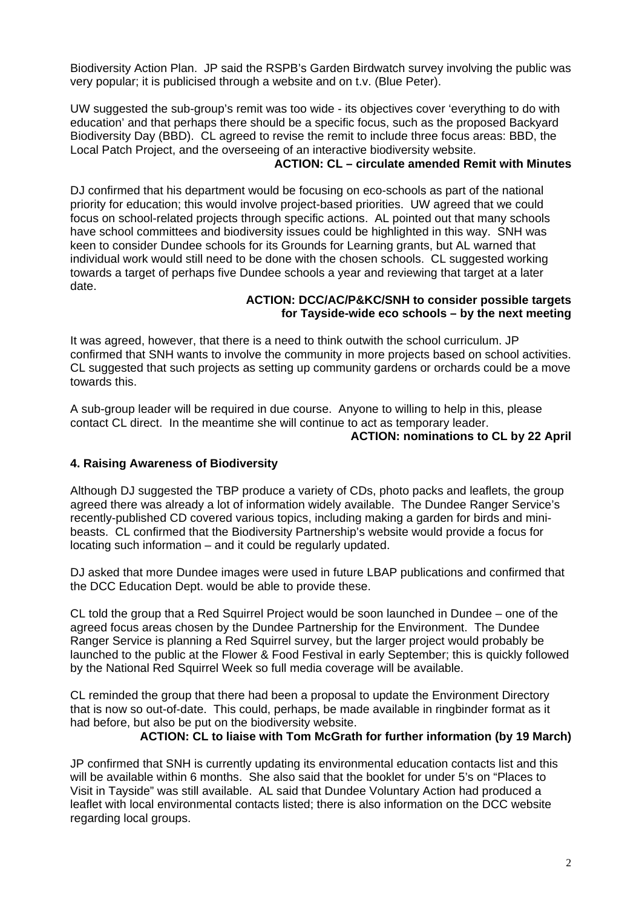Biodiversity Action Plan. JP said the RSPB's Garden Birdwatch survey involving the public was very popular; it is publicised through a website and on t.v. (Blue Peter).

UW suggested the sub-group's remit was too wide - its objectives cover 'everything to do with education' and that perhaps there should be a specific focus, such as the proposed Backyard Biodiversity Day (BBD). CL agreed to revise the remit to include three focus areas: BBD, the Local Patch Project, and the overseeing of an interactive biodiversity website.

**ACTION: CL – circulate amended Remit with Minutes**

DJ confirmed that his department would be focusing on eco-schools as part of the national priority for education; this would involve project-based priorities. UW agreed that we could focus on school-related projects through specific actions. AL pointed out that many schools have school committees and biodiversity issues could be highlighted in this way. SNH was keen to consider Dundee schools for its Grounds for Learning grants, but AL warned that individual work would still need to be done with the chosen schools. CL suggested working towards a target of perhaps five Dundee schools a year and reviewing that target at a later date.

**ACTION: DCC/AC/P&KC/SNH to consider possible targets for Tayside-wide eco schools – by the next meeting**

It was agreed, however, that there is a need to think outwith the school curriculum. JP confirmed that SNH wants to involve the community in more projects based on school activities. CL suggested that such projects as setting up community gardens or orchards could be a move towards this.

A sub-group leader will be required in due course. Anyone to willing to help in this, please contact CL direct. In the meantime she will continue to act as temporary leader.

**ACTION: nominations to CL by 22 April**

### 4. Raising Awareness of Biodiversity

Although DJ suggested the TBP produce a variety of CDs, photo packs and leaflets, the group agreed there was already a lot of information widely available. The Dundee Ranger Service's recently-published CD covered various topics, including making a garden for birds and mini-beasts. CL confirmed that the Biodiversity Partnership's website would provide a focus for locating such information – and it could be regularly updated.

DJ asked that more Dundee images were used in future LBAP publications and confirmed that the DCC Education Dept. would be able to provide these.

CL told the group that a Red Squirrel Project would be soon launched in Dundee – one of the agreed focus areas chosen by the Dundee Partnership for the Environment. The Dundee Ranger Service is planning a Red Squirrel survey, but the larger project would probably be launched to the public at the Flower & Food Festival in early September; this is quickly followed by the National Red Squirrel Week so full media coverage will be available.

CL reminded the group that there had been a proposal to update the Environment Directory that is now so out-of-date. This could, perhaps, be made available in ringbinder format as it had before, but also be put on the biodiversity website.

**ACTION: CL to liaise with Tom McGrath for further information (by 19 March)**

JP confirmed that SNH is currently updating its environmental education contacts list and this will be available within 6 months. She also said that the booklet for under 5's on "Places to Visit in Tayside" was still available. AL said that Dundee Voluntary Action had produced a leaflet with local environmental contacts listed; there is also information on the DCC website regarding local groups.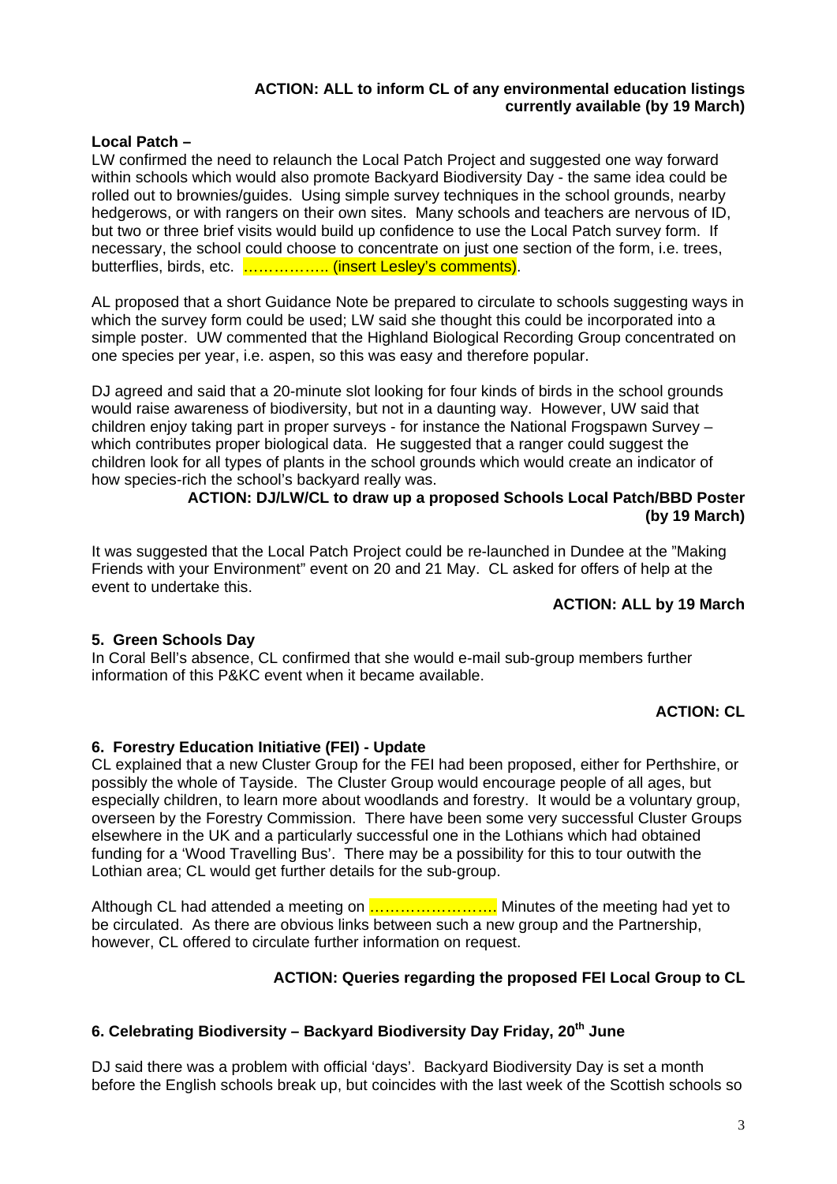**ACTION: ALL to inform CL of any environmental education listings currently available (by 19 March)**

**Local Patch –**

LW confirmed the need to relaunch the Local Patch Project and suggested one way forward within schools which would also promote Backyard Biodiversity Day - the same idea could be rolled out to brownies/guides. Using simple survey techniques in the school grounds, nearby hedgerows, or with rangers on their own sites. Many schools and teachers are nervous of ID, but two or three brief visits would build up confidence to use the Local Patch survey form. If necessary, the school could choose to concentrate on just one section of the form, i.e. trees, butterflies, birds, etc. …………….. (insert Lesley's comments).

AL proposed that a short Guidance Note be prepared to circulate to schools suggesting ways in which the survey form could be used; LW said she thought this could be incorporated into a simple poster. UW commented that the Highland Biological Recording Group concentrated on one species per year, i.e. aspen, so this was easy and therefore popular.

DJ agreed and said that a 20-minute slot looking for four kinds of birds in the school grounds would raise awareness of biodiversity, but not in a daunting way. However, UW said that children enjoy taking part in proper surveys - for instance the National Frogspawn Survey – which contributes proper biological data. He suggested that a ranger could suggest the children look for all types of plants in the school grounds which would create an indicator of how species-rich the school's backyard really was.

**ACTION: DJ/LW/CL to draw up a proposed Schools Local Patch/BBD Poster (by 19 March)**

It was suggested that the Local Patch Project could be re-launched in Dundee at the "Making Friends with your Environment" event on 20 and 21 May. CL asked for offers of help at the event to undertake this.

**ACTION: ALL by 19 March**

## 5. Green Schools Day

In Coral Bell's absence, CL confirmed that she would e-mail sub-group members further information of this P&KC event when it became available.

**ACTION: CL**

## 6. Forestry Education Initiative (FEI) - Update

CL explained that a new Cluster Group for the FEI had been proposed, either for Perthshire, or possibly the whole of Tayside. The Cluster Group would encourage people of all ages, but especially children, to learn more about woodlands and forestry. It would be a voluntary group, overseen by the Forestry Commission. There have been some very successful Cluster Groups elsewhere in the UK and a particularly successful one in the Lothians which had obtained funding for a 'Wood Travelling Bus'. There may be a possibility for this to tour outwith the Lothian area; CL would get further details for the sub-group.

Although CL had attended a meeting on ……………………. Minutes of the meeting had yet to be circulated. As there are obvious links between such a new group and the Partnership, however, CL offered to circulate further information on request.

**ACTION: Queries regarding the proposed FEI Local Group to CL**

## 6. Celebrating Biodiversity – Backyard Biodiversity Day Friday, 20th June

DJ said there was a problem with official 'days'. Backyard Biodiversity Day is set a month before the English schools break up, but coincides with the last week of the Scottish schools so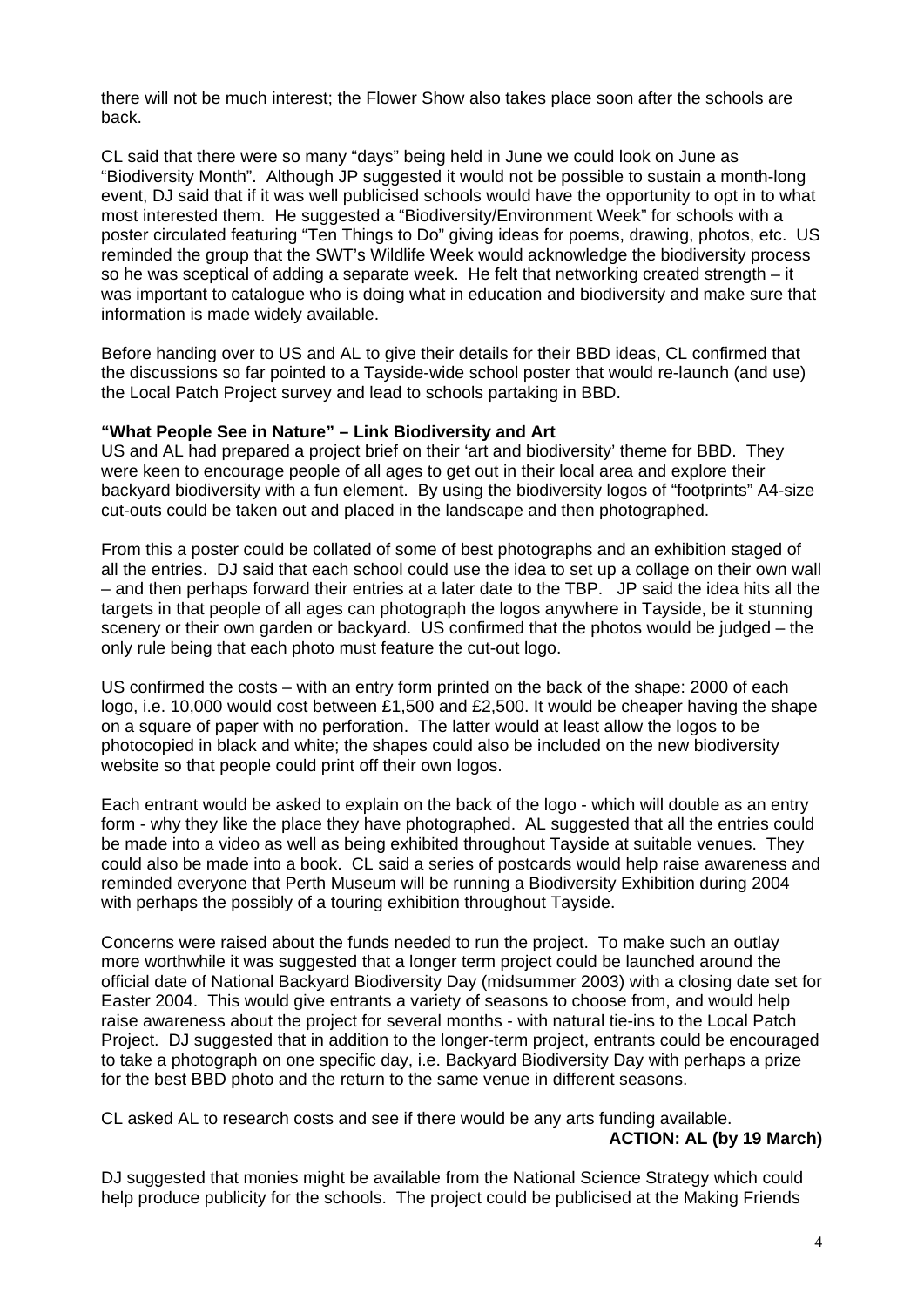there will not be much interest; the Flower Show also takes place soon after the schools are back.

CL said that there were so many "days" being held in June we could look on June as "Biodiversity Month". Although JP suggested it would not be possible to sustain a month-long event, DJ said that if it was well publicised schools would have the opportunity to opt in to what most interested them. He suggested a "Biodiversity/Environment Week" for schools with a poster circulated featuring "Ten Things to Do" giving ideas for poems, drawing, photos, etc. US reminded the group that the SWT's Wildlife Week would acknowledge the biodiversity process so he was sceptical of adding a separate week. He felt that networking created strength – it was important to catalogue who is doing what in education and biodiversity and make sure that information is made widely available.

Before handing over to US and AL to give their details for their BBD ideas, CL confirmed that the discussions so far pointed to a Tayside-wide school poster that would re-launch (and use) the Local Patch Project survey and lead to schools partaking in BBD.

**"What People See in Nature" – Link Biodiversity and Art**

US and AL had prepared a project brief on their 'art and biodiversity' theme for BBD. They were keen to encourage people of all ages to get out in their local area and explore their backyard biodiversity with a fun element. By using the biodiversity logos of "footprints" A4-size cut-outs could be taken out and placed in the landscape and then photographed.

From this a poster could be collated of some of best photographs and an exhibition staged of all the entries. DJ said that each school could use the idea to set up a collage on their own wall – and then perhaps forward their entries at a later date to the TBP. JP said the idea hits all the targets in that people of all ages can photograph the logos anywhere in Tayside, be it stunning scenery or their own garden or backyard. US confirmed that the photos would be judged – the only rule being that each photo must feature the cut-out logo.

US confirmed the costs – with an entry form printed on the back of the shape: 2000 of each logo, i.e. 10,000 would cost between £1,500 and £2,500. It would be cheaper having the shape on a square of paper with no perforation. The latter would at least allow the logos to be photocopied in black and white; the shapes could also be included on the new biodiversity website so that people could print off their own logos.

Each entrant would be asked to explain on the back of the logo - which will double as an entry form - why they like the place they have photographed. AL suggested that all the entries could be made into a video as well as being exhibited throughout Tayside at suitable venues. They could also be made into a book. CL said a series of postcards would help raise awareness and reminded everyone that Perth Museum will be running a Biodiversity Exhibition during 2004 with perhaps the possibly of a touring exhibition throughout Tayside.

Concerns were raised about the funds needed to run the project. To make such an outlay more worthwhile it was suggested that a longer term project could be launched around the official date of National Backyard Biodiversity Day (midsummer 2003) with a closing date set for Easter 2004. This would give entrants a variety of seasons to choose from, and would help raise awareness about the project for several months - with natural tie-ins to the Local Patch Project. DJ suggested that in addition to the longer-term project, entrants could be encouraged to take a photograph on one specific day, i.e. Backyard Biodiversity Day with perhaps a prize for the best BBD photo and the return to the same venue in different seasons.

CL asked AL to research costs and see if there would be any arts funding available.

**ACTION: AL (by 19 March)**

DJ suggested that monies might be available from the National Science Strategy which could help produce publicity for the schools. The project could be publicised at the Making Friends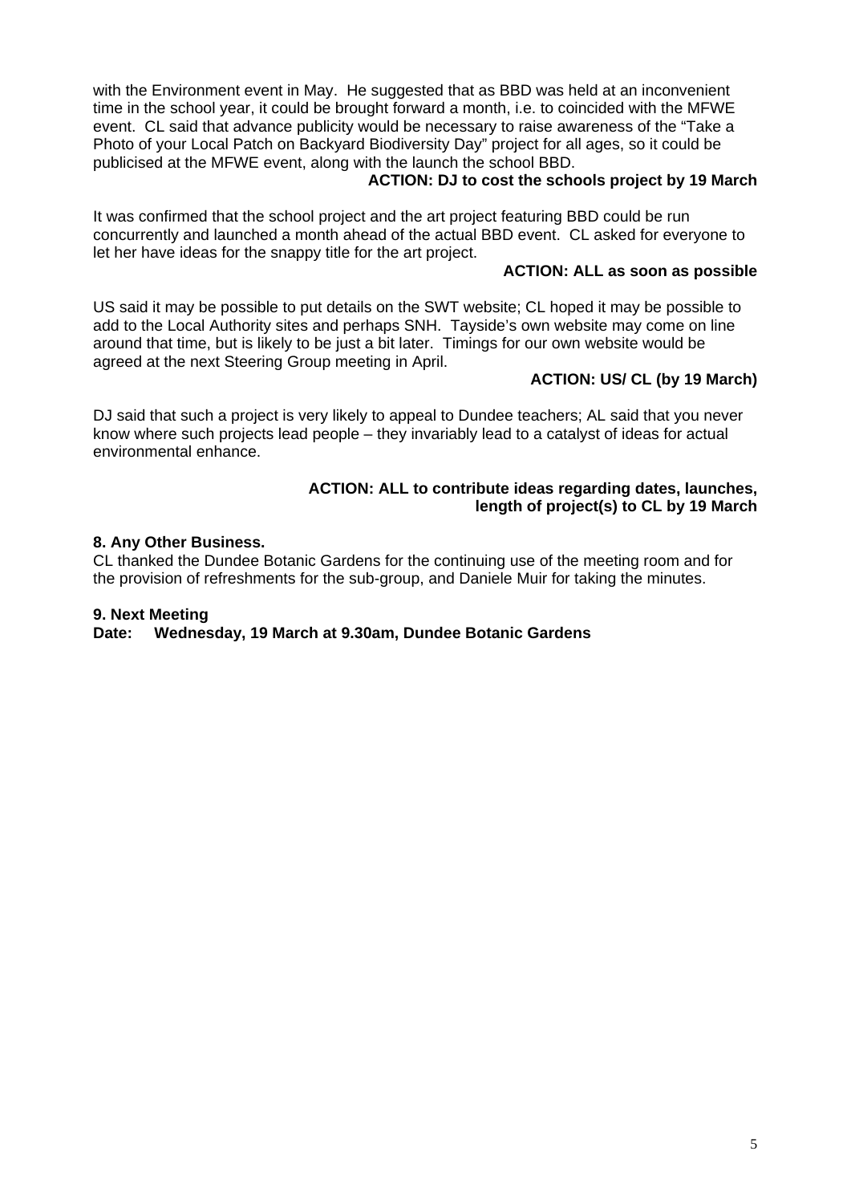with the Environment event in May. He suggested that as BBD was held at an inconvenient time in the school year, it could be brought forward a month, i.e. to coincided with the MFWE event. CL said that advance publicity would be necessary to raise awareness of the "Take a Photo of your Local Patch on Backyard Biodiversity Day" project for all ages, so it could be publicised at the MFWE event, along with the launch the school BBD.

**ACTION: DJ to cost the schools project by 19 March**

It was confirmed that the school project and the art project featuring BBD could be run concurrently and launched a month ahead of the actual BBD event. CL asked for everyone to let her have ideas for the snappy title for the art project.

**ACTION: ALL as soon as possible**

US said it may be possible to put details on the SWT website; CL hoped it may be possible to add to the Local Authority sites and perhaps SNH. Tayside's own website may come on line around that time, but is likely to be just a bit later. Timings for our own website would be agreed at the next Steering Group meeting in April.

**ACTION: US/ CL (by 19 March)**

DJ said that such a project is very likely to appeal to Dundee teachers; AL said that you never know where such projects lead people – they invariably lead to a catalyst of ideas for actual environmental enhance.

**ACTION: ALL to contribute ideas regarding dates, launches, length of project(s) to CL by 19 March**

**8. Any Other Business.**

CL thanked the Dundee Botanic Gardens for the continuing use of the meeting room and for the provision of refreshments for the sub-group, and Daniele Muir for taking the minutes.

**9. Next Meeting**

**Date: Wednesday, 19 March at 9.30am, Dundee Botanic Gardens**